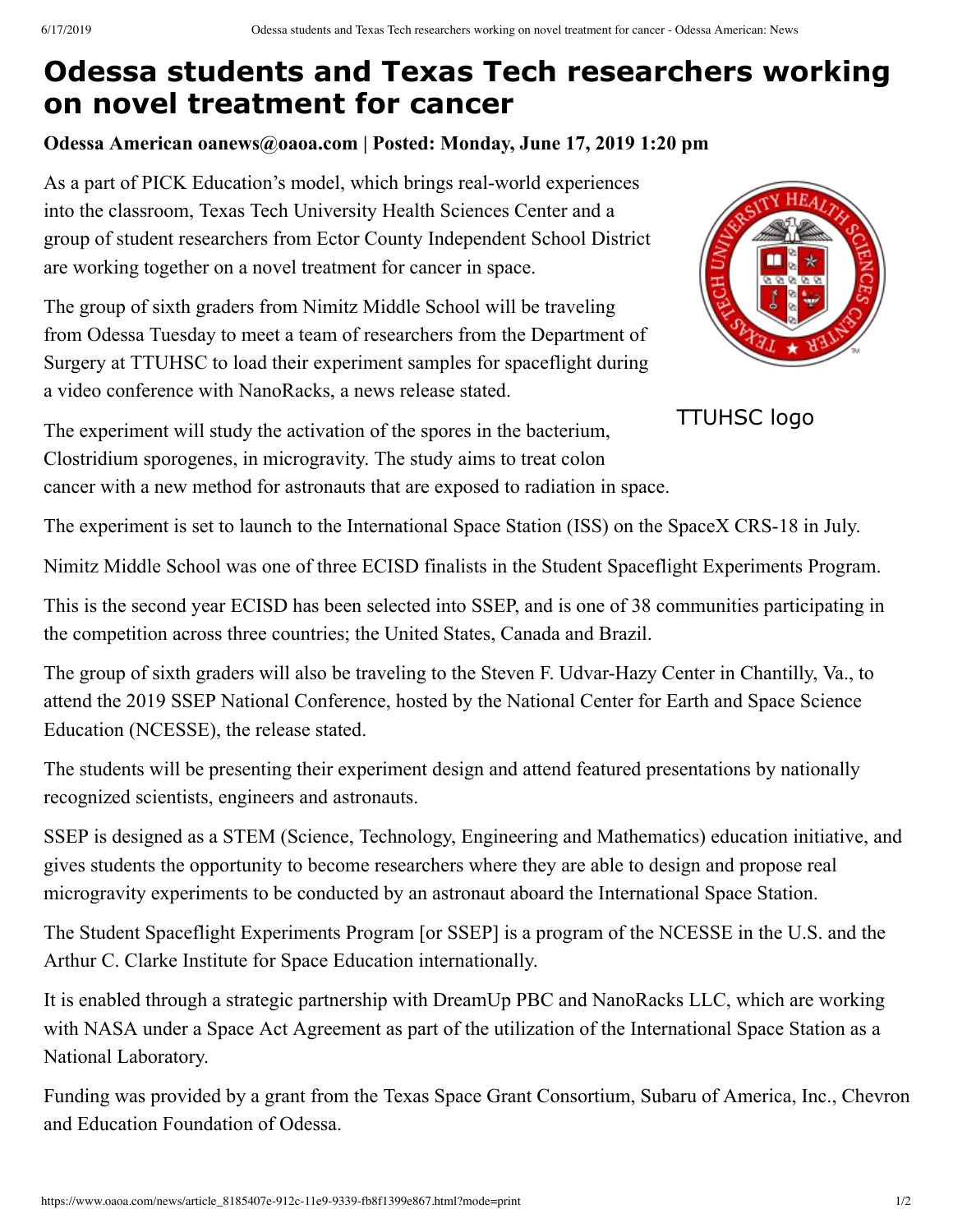# Odessa students and Texas Tech researchers working on novel treatment for cancer

**Odessa American oanews@oaoa.com | Posted: Monday, June 17, 2019 1:20 pm**

As a part of PICK Education's model, which brings real-world experiences into the classroom, Texas Tech University Health Sciences Center and a group of student researchers from Ector County Independent School District are working together on a novel treatment for cancer in space.

The group of sixth graders from Nimitz Middle School will be traveling from Odessa Tuesday to meet a team of researchers from the Department of Surgery at TTUHSC to load their experiment samples for spaceflight during a video conference with NanoRacks, a news release stated.

TTUHSC logo

The experiment will study the activation of the spores in the bacterium, Clostridium sporogenes, in microgravity. The study aims to treat colon cancer with a new method for astronauts that are exposed to radiation in space.

The experiment is set to launch to the International Space Station (ISS) on the SpaceX CRS-18 in July.

Nimitz Middle School was one of three ECISD finalists in the Student Spaceflight Experiments Program.

This is the second year ECISD has been selected into SSEP, and is one of 38 communities participating in the competition across three countries; the United States, Canada and Brazil.

The group of sixth graders will also be traveling to the Steven F. Udvar-Hazy Center in Chantilly, Va., to attend the 2019 SSEP National Conference, hosted by the National Center for Earth and Space Science Education (NCESSE), the release stated.

The students will be presenting their experiment design and attend featured presentations by nationally recognized scientists, engineers and astronauts.

SSEP is designed as a STEM (Science, Technology, Engineering and Mathematics) education initiative, and gives students the opportunity to become researchers where they are able to design and propose real microgravity experiments to be conducted by an astronaut aboard the International Space Station.

The Student Spaceflight Experiments Program [or SSEP] is a program of the NCESSE in the U.S. and the Arthur C. Clarke Institute for Space Education internationally.

It is enabled through a strategic partnership with DreamUp PBC and NanoRacks LLC, which are working with NASA under a Space Act Agreement as part of the utilization of the International Space Station as a National Laboratory.

Funding was provided by a grant from the Texas Space Grant Consortium, Subaru of America, Inc., Chevron and Education Foundation of Odessa.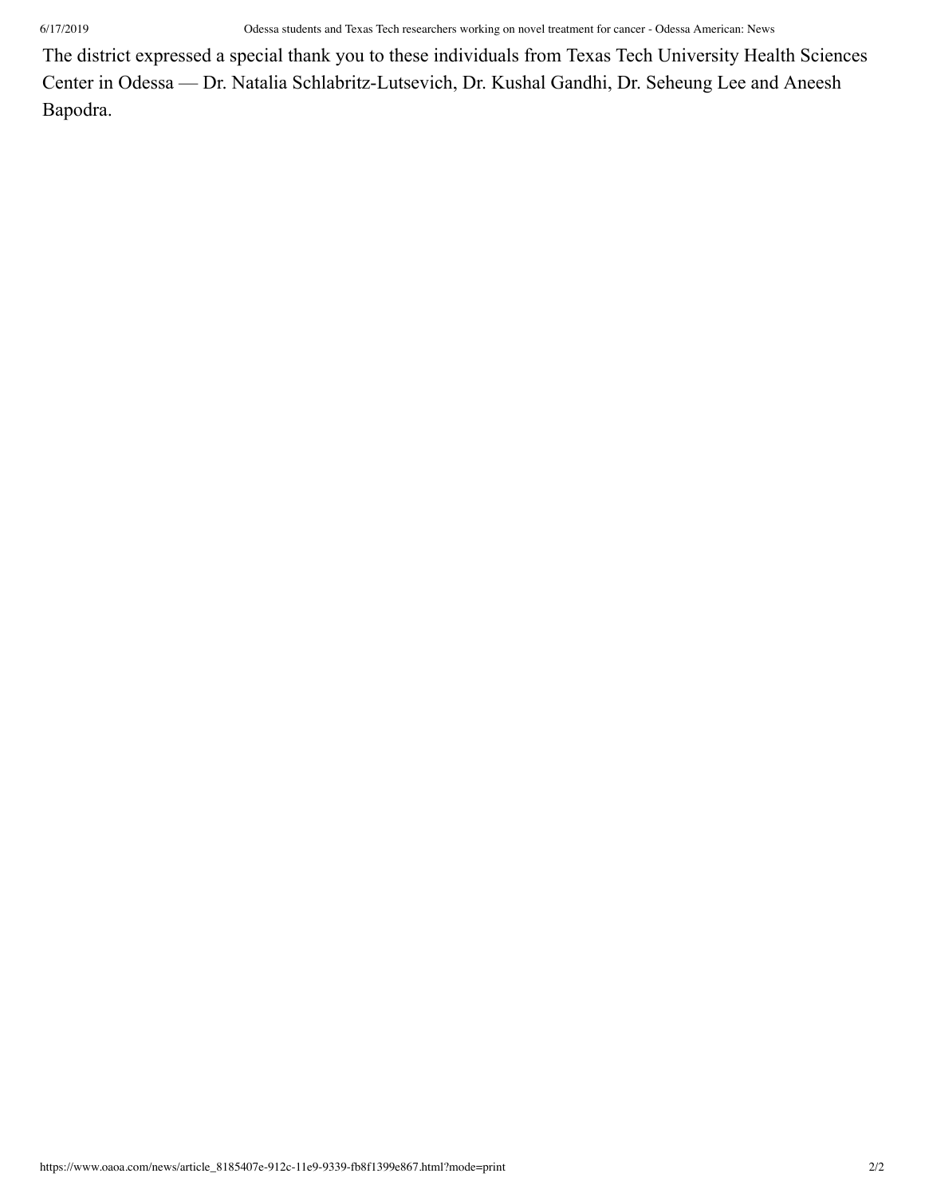The district expressed a special thank you to these individuals from Texas Tech University Health Sciences Center in Odessa — Dr. Natalia Schlabritz-Lutsevich, Dr. Kushal Gandhi, Dr. Seheung Lee and Aneesh Bapodra.